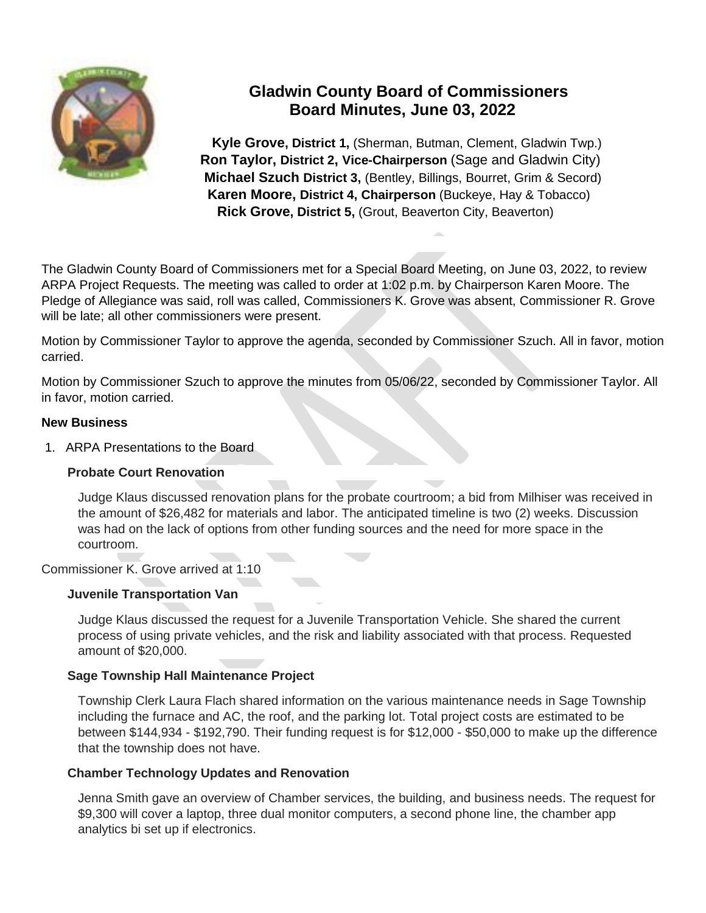# Gladwin County Board of Commissioners
## Board Minutes, June 03, 2022

**Kyle Grove, District 1,** (Sherman, Butman, Clement, Gladwin Twp.)
**Ron Taylor, District 2, Vice-Chairperson** (Sage and Gladwin City)
**Michael Szuch District 3,** (Bentley, Billings, Bourret, Grim & Secord)
**Karen Moore, District 4, Chairperson** (Buckeye, Hay & Tobacco)
**Rick Grove, District 5,** (Grout, Beaverton City, Beaverton)

The Gladwin County Board of Commissioners met for a Special Board Meeting, on June 03, 2022, to review ARPA Project Requests. The meeting was called to order at 1:02 p.m. by Chairperson Karen Moore. The Pledge of Allegiance was said, roll was called, Commissioners K. Grove was absent, Commissioner R. Grove will be late; all other commissioners were present.

Motion by Commissioner Taylor to approve the agenda, seconded by Commissioner Szuch. All in favor, motion carried.

Motion by Commissioner Szuch to approve the minutes from 05/06/22, seconded by Commissioner Taylor. All in favor, motion carried.

**New Business**

1. ARPA Presentations to the Board

**Probate Court Renovation**

Judge Klaus discussed renovation plans for the probate courtroom; a bid from Milhiser was received in the amount of $26,482 for materials and labor. The anticipated timeline is two (2) weeks. Discussion was had on the lack of options from other funding sources and the need for more space in the courtroom.

Commissioner K. Grove arrived at 1:10

**Juvenile Transportation Van**

Judge Klaus discussed the request for a Juvenile Transportation Vehicle. She shared the current process of using private vehicles, and the risk and liability associated with that process. Requested amount of $20,000.

**Sage Township Hall Maintenance Project**

Township Clerk Laura Flach shared information on the various maintenance needs in Sage Township including the furnace and AC, the roof, and the parking lot. Total project costs are estimated to be between $144,934 - $192,790. Their funding request is for $12,000 - $50,000 to make up the difference that the township does not have.

**Chamber Technology Updates and Renovation**

Jenna Smith gave an overview of Chamber services, the building, and business needs. The request for $9,300 will cover a laptop, three dual monitor computers, a second phone line, the chamber app analytics bi set up if electronics.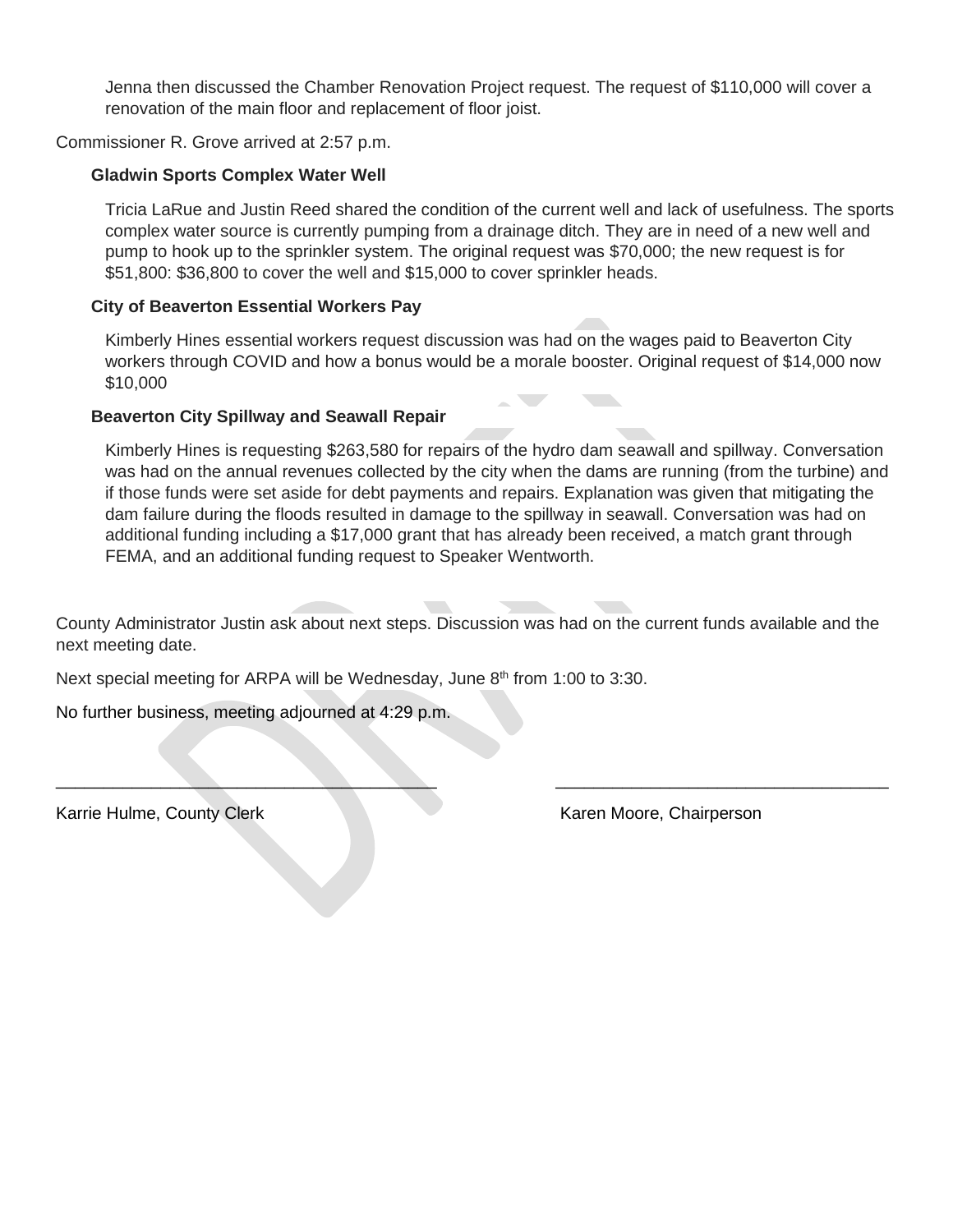Jenna then discussed the Chamber Renovation Project request. The request of $110,000 will cover a renovation of the main floor and replacement of floor joist.

Commissioner R. Grove arrived at 2:57 p.m.

**Gladwin Sports Complex Water Well**

Tricia LaRue and Justin Reed shared the condition of the current well and lack of usefulness. The sports complex water source is currently pumping from a drainage ditch. They are in need of a new well and pump to hook up to the sprinkler system. The original request was $70,000; the new request is for $51,800: $36,800 to cover the well and $15,000 to cover sprinkler heads.

**City of Beaverton Essential Workers Pay**

Kimberly Hines essential workers request discussion was had on the wages paid to Beaverton City workers through COVID and how a bonus would be a morale booster. Original request of $14,000 now $10,000

**Beaverton City Spillway and Seawall Repair**

Kimberly Hines is requesting $263,580 for repairs of the hydro dam seawall and spillway. Conversation was had on the annual revenues collected by the city when the dams are running (from the turbine) and if those funds were set aside for debt payments and repairs. Explanation was given that mitigating the dam failure during the floods resulted in damage to the spillway in seawall. Conversation was had on additional funding including a $17,000 grant that has already been received, a match grant through FEMA, and an additional funding request to Speaker Wentworth.

County Administrator Justin ask about next steps. Discussion was had on the current funds available and the next meeting date.

Next special meeting for ARPA will be Wednesday, June 8th from 1:00 to 3:30.

No further business, meeting adjourned at 4:29 p.m.

\_\_\_\_\_\_\_\_\_\_\_\_\_\_\_\_\_\_\_\_\_\_\_\_\_\_\_\_\_\_\_\_\_\_\_\_\_\_ \_\_\_\_\_\_\_\_\_\_\_\_\_\_\_\_\_\_\_\_\_\_\_\_\_\_\_\_\_\_\_\_\_\_\_

Karrie Hulme, County Clerk Karen Moore, Chairperson